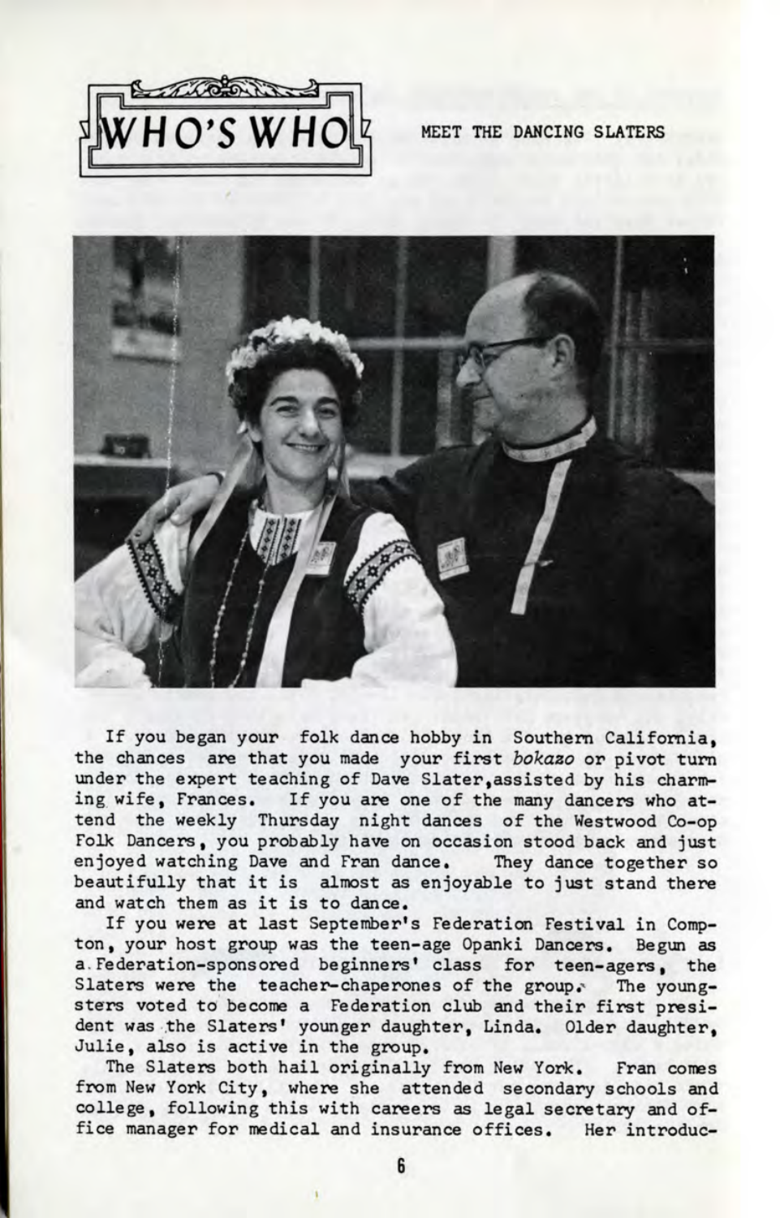# WHO'S WHO

## MEET THE DANCING SLATERS

If you began your folk dance hobby in Southern California, the chances are that you made your first *bokazo* or pivot turn under the expert teaching of Dave Slater, assisted by his charming wife, Frances. If you are one of the many dancers who attend the weekly Thursday night dances of the Westwood Co-op Folk Dancers, you probably have on occasion stood back and just enjoyed watching Dave and Fran dance. They dance together so beautifully that it is almost as enjoyable to just stand there and watch them as it is to dance.

If you were at last September's Federation Festival in Compton, your host group was the teen-age Opanki Dancers. Begun as a Federation-sponsored beginners' class for teen-agers, the Slaters were the teacher-chaperones of the group. The youngsters voted to become a Federation club and their first president was the Slaters' younger daughter, Linda. Older daughter, Julie, also is active in the group.

The Slaters both hail originally from New York. Fran comes from New York City, where she attended secondary schools and college, following this with careers as legal secretary and office manager for medical and insurance offices. Her introduc-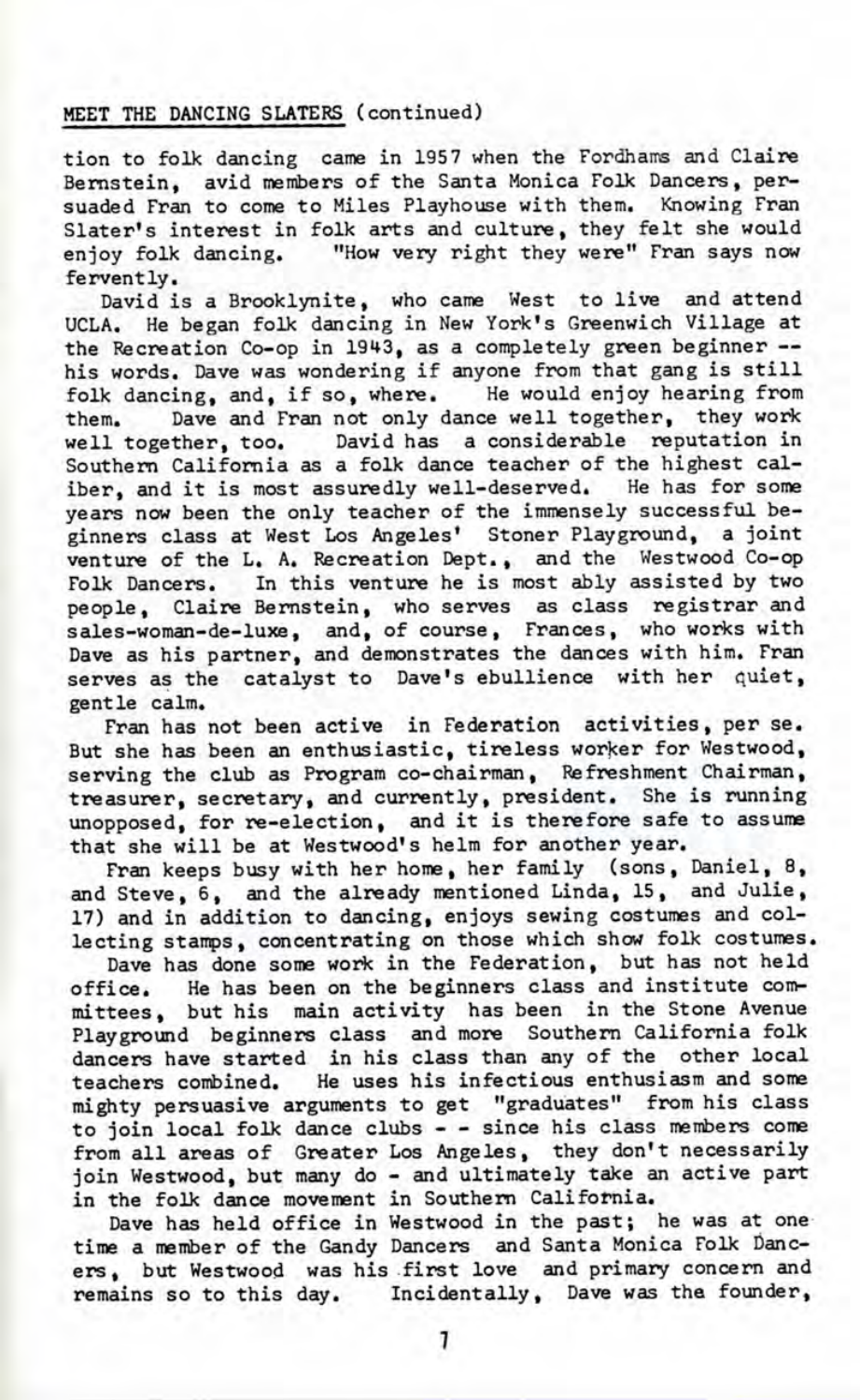MEET THE DANCING SLATERS (continued)

tion to folk dancing came in 1957 when the Fordhams and Claire Bernstein, avid members of the Santa Monica Folk Dancers, persuaded Fran to come to Miles Playhouse with them. Knowing Fran Slater's interest in folk arts and culture, they felt she would enjoy folk dancing. "How very right they were" Fran says now fervently.

David is a Brooklynite, who came West to live and attend UCLA. He began folk dancing in New York's Greenwich Village at the Recreation Co-op in 1943, as a completely green beginner -- his words. Dave was wondering if anyone from that gang is still folk dancing, and, if so, where. He would enjoy hearing from them. Dave and Fran not only dance well together, they work well together, too. David has a considerable reputation in Southern California as a folk dance teacher of the highest caliber, and it is most assuredly well-deserved. He has for some years now been the only teacher of the immensely successful beginners class at West Los Angeles' Stoner Playground, a joint venture of the L. A. Recreation Dept., and the Westwood Co-op Folk Dancers. In this venture he is most ably assisted by two people, Claire Bernstein, who serves as class registrar and sales-woman-de-luxe, and, of course, Frances, who works with Dave as his partner, and demonstrates the dances with him. Fran serves as the catalyst to Dave's ebullience with her quiet, gentle calm.

Fran has not been active in Federation activities, per se. But she has been an enthusiastic, tireless worker for Westwood, serving the club as Program co-chairman, Refreshment Chairman, treasurer, secretary, and currently, president. She is running unopposed, for re-election, and it is therefore safe to assume that she will be at Westwood's helm for another year.

Fran keeps busy with her home, her family (sons, Daniel, 8, and Steve, 6, and the already mentioned Linda, 15, and Julie, 17) and in addition to dancing, enjoys sewing costumes and collecting stamps, concentrating on those which show folk costumes.

Dave has done some work in the Federation, but has not held office. He has been on the beginners class and institute committees, but his main activity has been in the Stone Avenue Playground beginners class and more Southern California folk dancers have started in his class than any of the other local teachers combined. He uses his infectious enthusiasm and some mighty persuasive arguments to get "graduates" from his class to join local folk dance clubs - - since his class members come from all areas of Greater Los Angeles, they don't necessarily join Westwood, but many do - and ultimately take an active part in the folk dance movement in Southern California.

Dave has held office in Westwood in the past; he was at one time a member of the Gandy Dancers and Santa Monica Folk Dancers, but Westwood was his first love and primary concern and remains so to this day. Incidentally, Dave was the founder,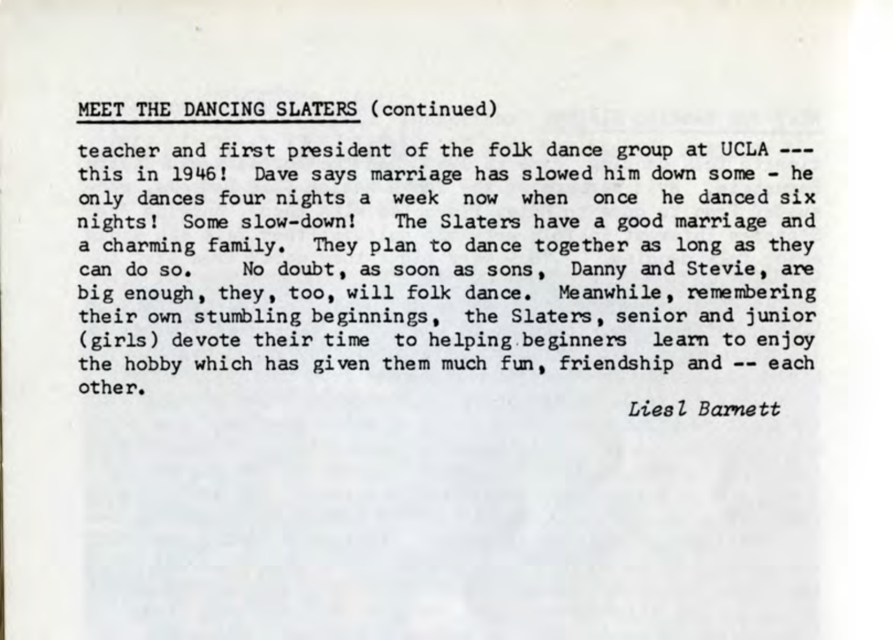MEET THE DANCING SLATERS (continued)

teacher and first president of the folk dance group at UCLA --- this in 1946! Dave says marriage has slowed him down some - he only dances four nights a week now when once he danced six nights! Some slow-down! The Slaters have a good marriage and a charming family. They plan to dance together as long as they can do so. No doubt, as soon as sons, Danny and Stevie, are big enough, they, too, will folk dance. Meanwhile, remembering their own stumbling beginnings, the Slaters, senior and junior (girls) devote their time to helping beginners learn to enjoy the hobby which has given them much fun, friendship and -- each other.

*Liesl Barnett*